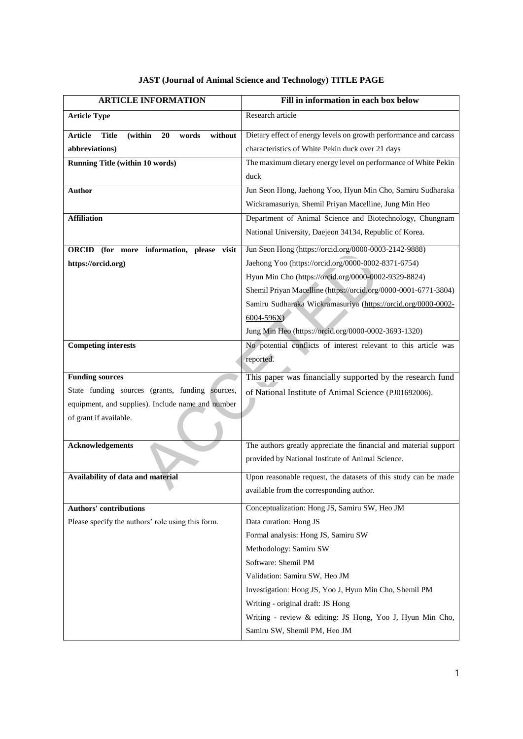**JAST (Journal of Animal Science and Technology) TITLE PAGE**

| ARTICLE INFORMATION | Fill in information in each box below |
|---|---|
| **Article Type** | Research article |
| **Article Title (within 20 words without abbreviations)** | Dietary effect of energy levels on growth performance and carcass characteristics of White Pekin duck over 21 days |
| **Running Title (within 10 words)** | The maximum dietary energy level on performance of White Pekin duck |
| **Author** | Jun Seon Hong, Jaehong Yoo, Hyun Min Cho, Samiru Sudharaka Wickramasuriya, Shemil Priyan Macelline, Jung Min Heo |
| **Affiliation** | Department of Animal Science and Biotechnology, Chungnam National University, Daejeon 34134, Republic of Korea. |
| **ORCID (for more information, please visit https://orcid.org)** | Jun Seon Hong (https://orcid.org/0000-0003-2142-9888)<br>Jaehong Yoo (https://orcid.org/0000-0002-8371-6754)<br>Hyun Min Cho (https://orcid.org/0000-0002-9329-8824)<br>Shemil Priyan Macelline (https://orcid.org/0000-0001-6771-3804)<br>Samiru Sudharaka Wickramasuriya (https://orcid.org/0000-0002-6004-596X)<br>Jung Min Heo (https://orcid.org/0000-0002-3693-1320) |
| **Competing interests** | No potential conflicts of interest relevant to this article was reported. |
| **Funding sources**<br>State funding sources (grants, funding sources, equipment, and supplies). Include name and number of grant if available. | This paper was financially supported by the research fund of National Institute of Animal Science (PJ01692006). |
| **Acknowledgements** | The authors greatly appreciate the financial and material support provided by National Institute of Animal Science. |
| **Availability of data and material** | Upon reasonable request, the datasets of this study can be made available from the corresponding author. |
| **Authors' contributions**<br>Please specify the authors' role using this form. | Conceptualization: Hong JS, Samiru SW, Heo JM<br>Data curation: Hong JS<br>Formal analysis: Hong JS, Samiru SW<br>Methodology: Samiru SW<br>Software: Shemil PM<br>Validation: Samiru SW, Heo JM<br>Investigation: Hong JS, Yoo J, Hyun Min Cho, Shemil PM<br>Writing - original draft: JS Hong<br>Writing - review & editing: JS Hong, Yoo J, Hyun Min Cho, Samiru SW, Shemil PM, Heo JM |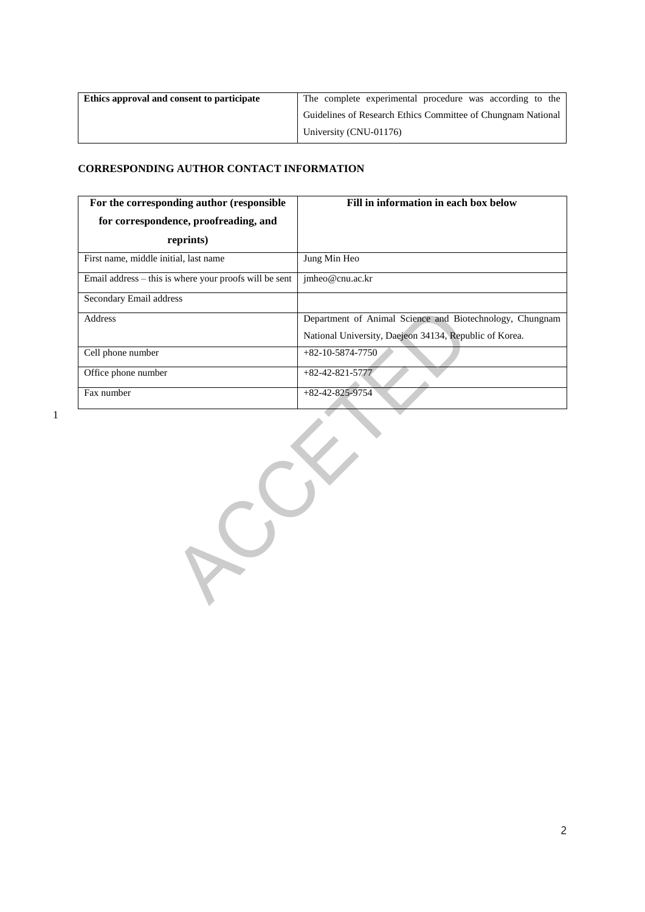| Ethics approval and consent to participate | The complete experimental procedure was according to the Guidelines of Research Ethics Committee of Chungnam National University (CNU-01176) |
|---|---|

**CORRESPONDING AUTHOR CONTACT INFORMATION**

| For the corresponding author (responsible for correspondence, proofreading, and reprints) | Fill in information in each box below |
|---|---|
| First name, middle initial, last name | Jung Min Heo |
| Email address – this is where your proofs will be sent | jmheo@cnu.ac.kr |
| Secondary Email address | |
| Address | Department of Animal Science and Biotechnology, Chungnam National University, Daejeon 34134, Republic of Korea. |
| Cell phone number | +82-10-5874-7750 |
| Office phone number | +82-42-821-5777 |
| Fax number | +82-42-825-9754 |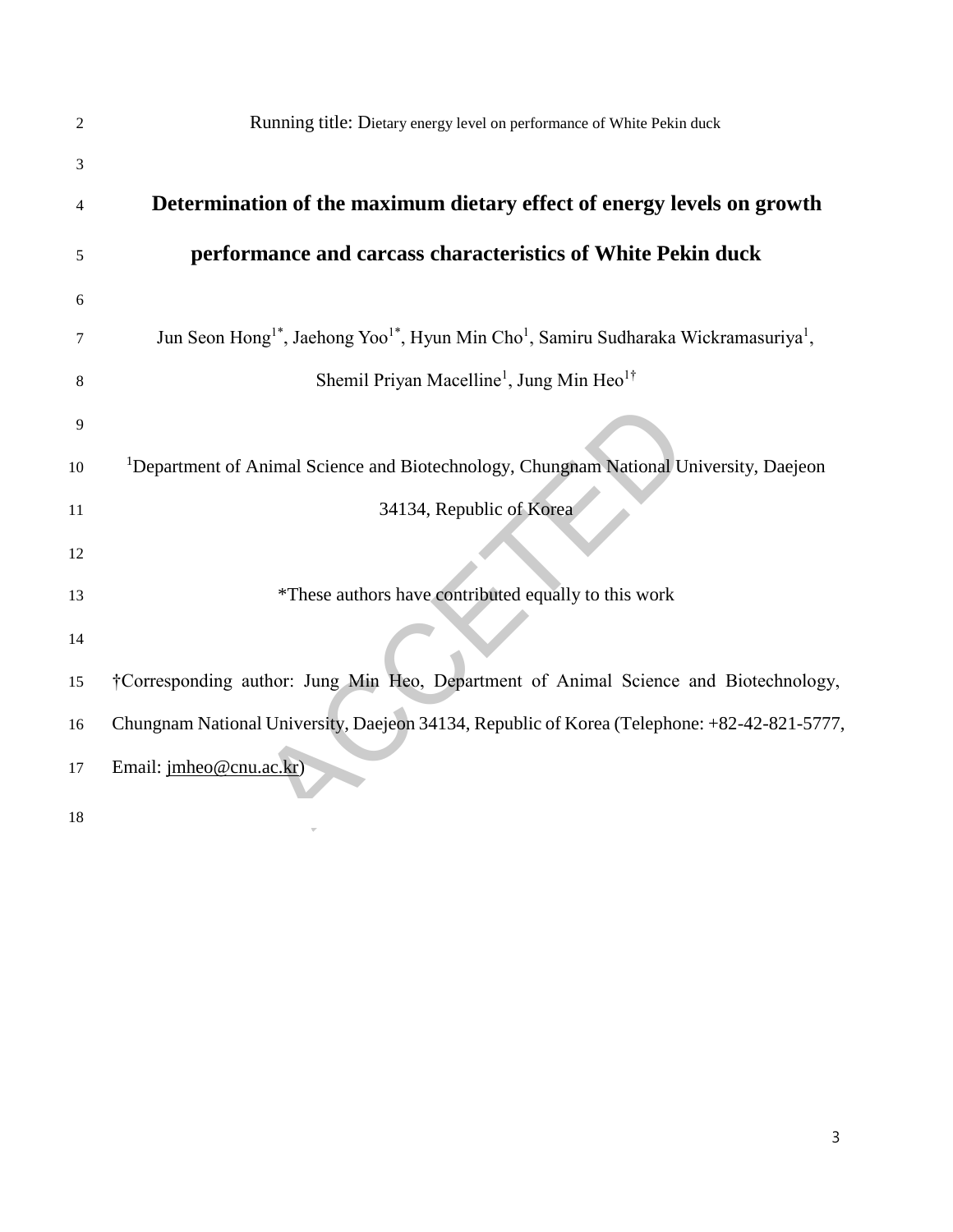Running title: Dietary energy level on performance of White Pekin duck

# Determination of the maximum dietary effect of energy levels on growth performance and carcass characteristics of White Pekin duck

Jun Seon Hong[1*], Jaehong Yoo[1*], Hyun Min Cho[1], Samiru Sudharaka Wickramasuriya[1], Shemil Priyan Macelline[1], Jung Min Heo[1†]

[1]Department of Animal Science and Biotechnology, Chungnam National University, Daejeon 34134, Republic of Korea

*These authors have contributed equally to this work

†Corresponding author: Jung Min Heo, Department of Animal Science and Biotechnology, Chungnam National University, Daejeon 34134, Republic of Korea (Telephone: +82-42-821-5777, Email: jmheo@cnu.ac.kr)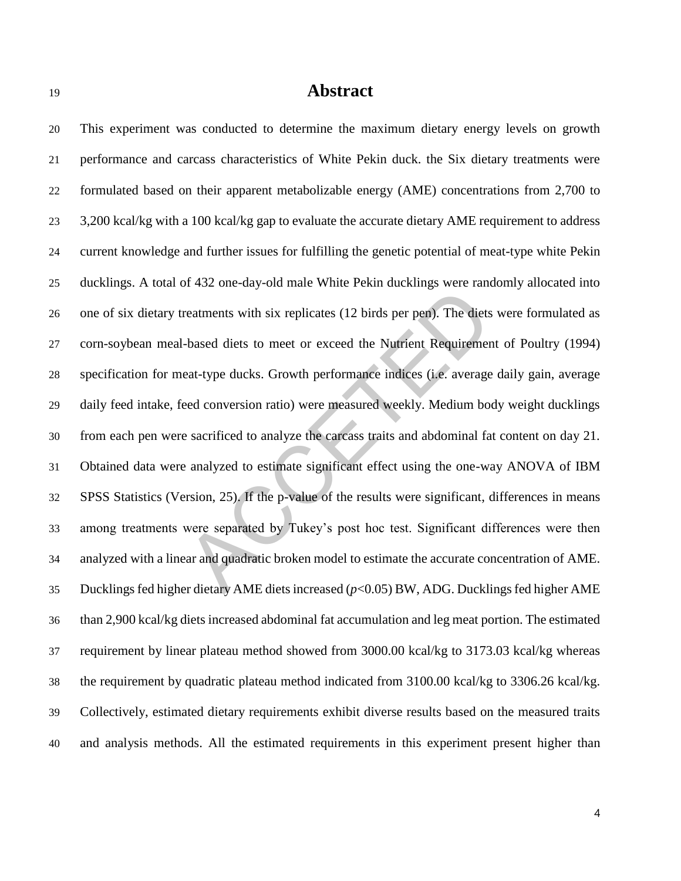# Abstract

This experiment was conducted to determine the maximum dietary energy levels on growth performance and carcass characteristics of White Pekin duck. the Six dietary treatments were formulated based on their apparent metabolizable energy (AME) concentrations from 2,700 to 3,200 kcal/kg with a 100 kcal/kg gap to evaluate the accurate dietary AME requirement to address current knowledge and further issues for fulfilling the genetic potential of meat-type white Pekin ducklings. A total of 432 one-day-old male White Pekin ducklings were randomly allocated into one of six dietary treatments with six replicates (12 birds per pen). The diets were formulated as corn-soybean meal-based diets to meet or exceed the Nutrient Requirement of Poultry (1994) specification for meat-type ducks. Growth performance indices (i.e. average daily gain, average daily feed intake, feed conversion ratio) were measured weekly. Medium body weight ducklings from each pen were sacrificed to analyze the carcass traits and abdominal fat content on day 21. Obtained data were analyzed to estimate significant effect using the one-way ANOVA of IBM SPSS Statistics (Version, 25). If the p-value of the results were significant, differences in means among treatments were separated by Tukey's post hoc test. Significant differences were then analyzed with a linear and quadratic broken model to estimate the accurate concentration of AME. Ducklings fed higher dietary AME diets increased ($p$<0.05) BW, ADG. Ducklings fed higher AME than 2,900 kcal/kg diets increased abdominal fat accumulation and leg meat portion. The estimated requirement by linear plateau method showed from 3000.00 kcal/kg to 3173.03 kcal/kg whereas the requirement by quadratic plateau method indicated from 3100.00 kcal/kg to 3306.26 kcal/kg. Collectively, estimated dietary requirements exhibit diverse results based on the measured traits and analysis methods. All the estimated requirements in this experiment present higher than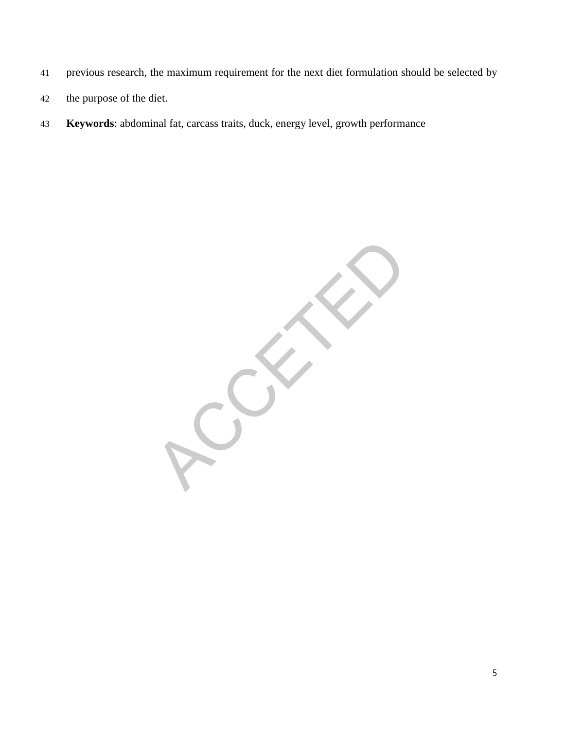previous research, the maximum requirement for the next diet formulation should be selected by the purpose of the diet.

**Keywords**: abdominal fat, carcass traits, duck, energy level, growth performance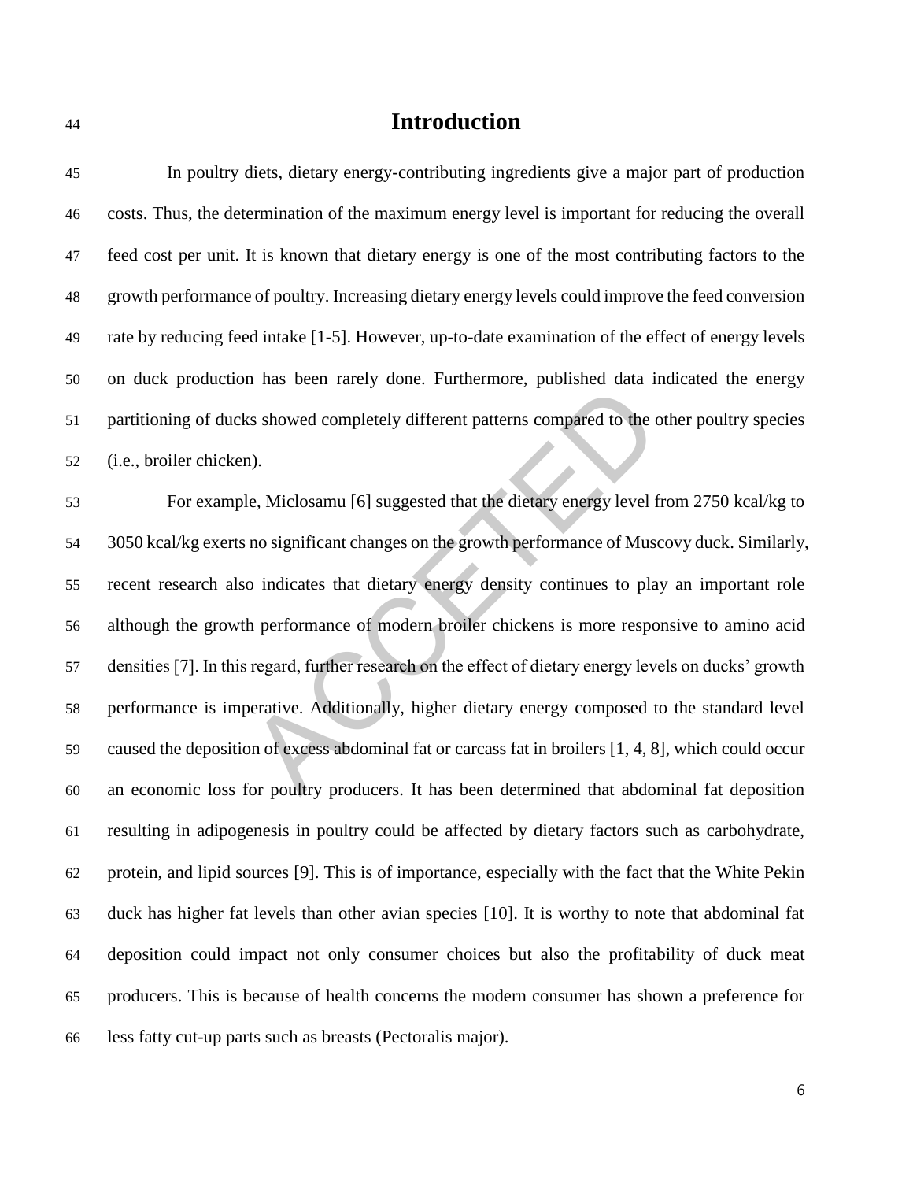# Introduction

In poultry diets, dietary energy-contributing ingredients give a major part of production costs. Thus, the determination of the maximum energy level is important for reducing the overall feed cost per unit. It is known that dietary energy is one of the most contributing factors to the growth performance of poultry. Increasing dietary energy levels could improve the feed conversion rate by reducing feed intake [1-5]. However, up-to-date examination of the effect of energy levels on duck production has been rarely done. Furthermore, published data indicated the energy partitioning of ducks showed completely different patterns compared to the other poultry species (i.e., broiler chicken).

For example, Miclosamu [6] suggested that the dietary energy level from 2750 kcal/kg to 3050 kcal/kg exerts no significant changes on the growth performance of Muscovy duck. Similarly, recent research also indicates that dietary energy density continues to play an important role although the growth performance of modern broiler chickens is more responsive to amino acid densities [7]. In this regard, further research on the effect of dietary energy levels on ducks' growth performance is imperative. Additionally, higher dietary energy composed to the standard level caused the deposition of excess abdominal fat or carcass fat in broilers [1, 4, 8], which could occur an economic loss for poultry producers. It has been determined that abdominal fat deposition resulting in adipogenesis in poultry could be affected by dietary factors such as carbohydrate, protein, and lipid sources [9]. This is of importance, especially with the fact that the White Pekin duck has higher fat levels than other avian species [10]. It is worthy to note that abdominal fat deposition could impact not only consumer choices but also the profitability of duck meat producers. This is because of health concerns the modern consumer has shown a preference for less fatty cut-up parts such as breasts (Pectoralis major).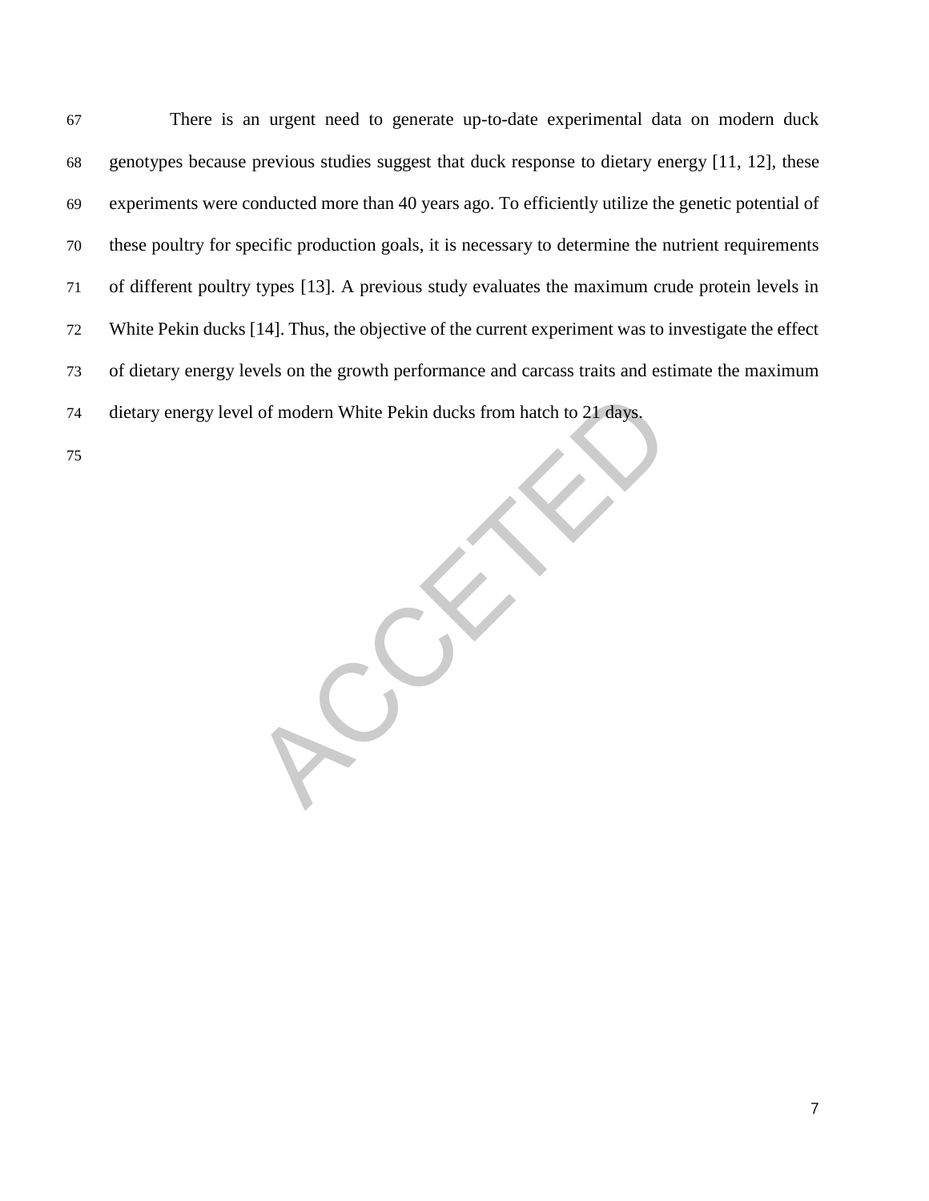There is an urgent need to generate up-to-date experimental data on modern duck genotypes because previous studies suggest that duck response to dietary energy [11, 12], these experiments were conducted more than 40 years ago. To efficiently utilize the genetic potential of these poultry for specific production goals, it is necessary to determine the nutrient requirements of different poultry types [13]. A previous study evaluates the maximum crude protein levels in White Pekin ducks [14]. Thus, the objective of the current experiment was to investigate the effect of dietary energy levels on the growth performance and carcass traits and estimate the maximum dietary energy level of modern White Pekin ducks from hatch to 21 days.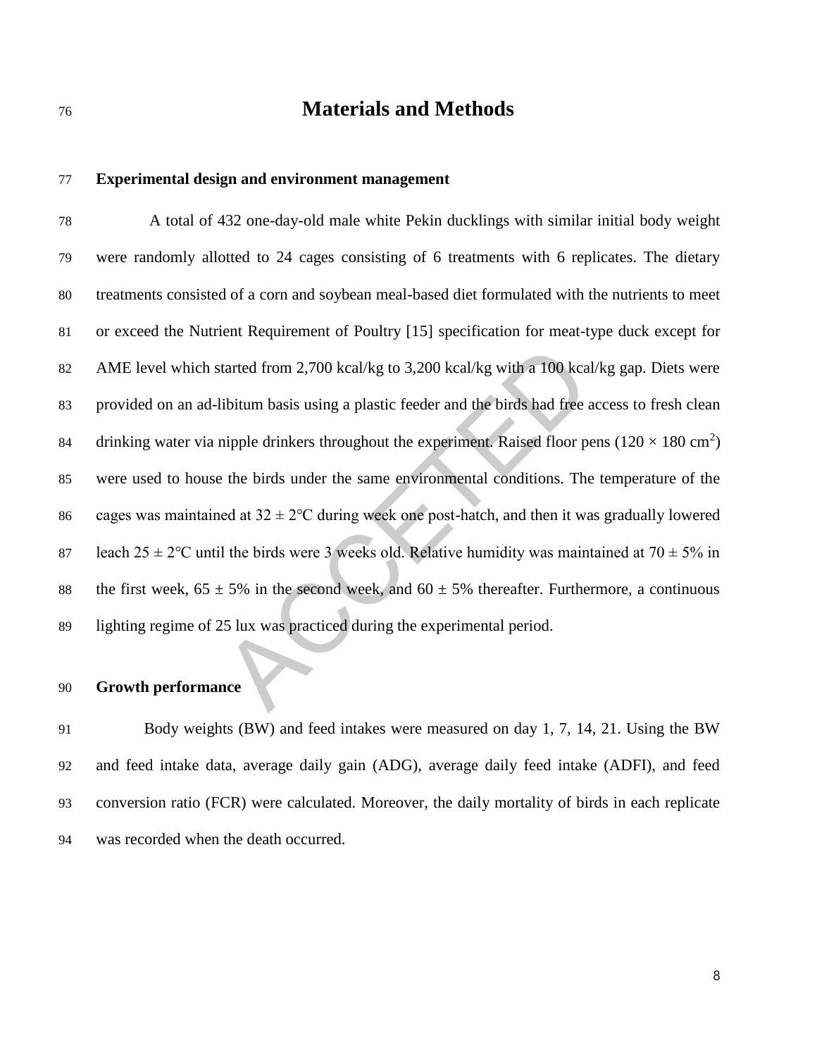# Materials and Methods

## Experimental design and environment management

A total of 432 one-day-old male white Pekin ducklings with similar initial body weight were randomly allotted to 24 cages consisting of 6 treatments with 6 replicates. The dietary treatments consisted of a corn and soybean meal-based diet formulated with the nutrients to meet or exceed the Nutrient Requirement of Poultry [15] specification for meat-type duck except for AME level which started from 2,700 kcal/kg to 3,200 kcal/kg with a 100 kcal/kg gap. Diets were provided on an ad-libitum basis using a plastic feeder and the birds had free access to fresh clean drinking water via nipple drinkers throughout the experiment. Raised floor pens ($120 \times 180$ cm$^2$) were used to house the birds under the same environmental conditions. The temperature of the cages was maintained at $32 \pm 2$℃ during week one post-hatch, and then it was gradually lowered leach $25 \pm 2$℃ until the birds were 3 weeks old. Relative humidity was maintained at $70 \pm 5$% in the first week, $65 \pm 5$% in the second week, and $60 \pm 5$% thereafter. Furthermore, a continuous lighting regime of 25 lux was practiced during the experimental period.

## Growth performance

Body weights (BW) and feed intakes were measured on day 1, 7, 14, 21. Using the BW and feed intake data, average daily gain (ADG), average daily feed intake (ADFI), and feed conversion ratio (FCR) were calculated. Moreover, the daily mortality of birds in each replicate was recorded when the death occurred.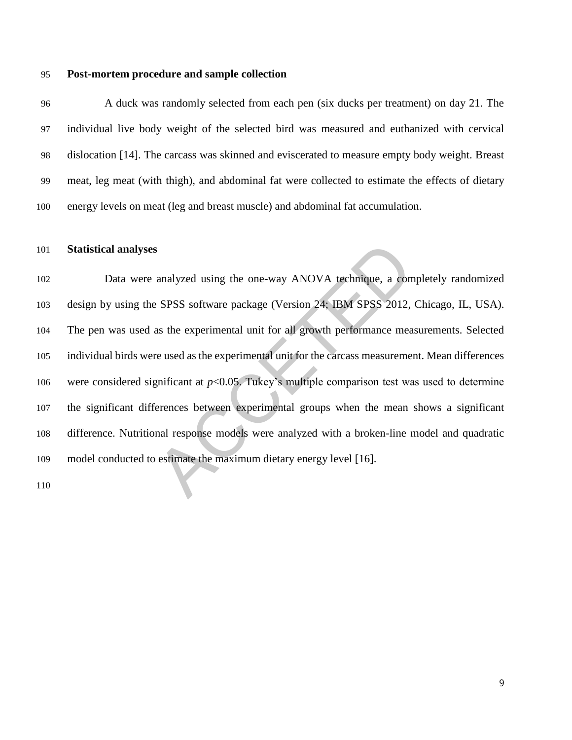**Post-mortem procedure and sample collection**

A duck was randomly selected from each pen (six ducks per treatment) on day 21. The individual live body weight of the selected bird was measured and euthanized with cervical dislocation [14]. The carcass was skinned and eviscerated to measure empty body weight. Breast meat, leg meat (with thigh), and abdominal fat were collected to estimate the effects of dietary energy levels on meat (leg and breast muscle) and abdominal fat accumulation.

**Statistical analyses**

Data were analyzed using the one-way ANOVA technique, a completely randomized design by using the SPSS software package (Version 24; IBM SPSS 2012, Chicago, IL, USA). The pen was used as the experimental unit for all growth performance measurements. Selected individual birds were used as the experimental unit for the carcass measurement. Mean differences were considered significant at $p<0.05$. Tukey's multiple comparison test was used to determine the significant differences between experimental groups when the mean shows a significant difference. Nutritional response models were analyzed with a broken-line model and quadratic model conducted to estimate the maximum dietary energy level [16].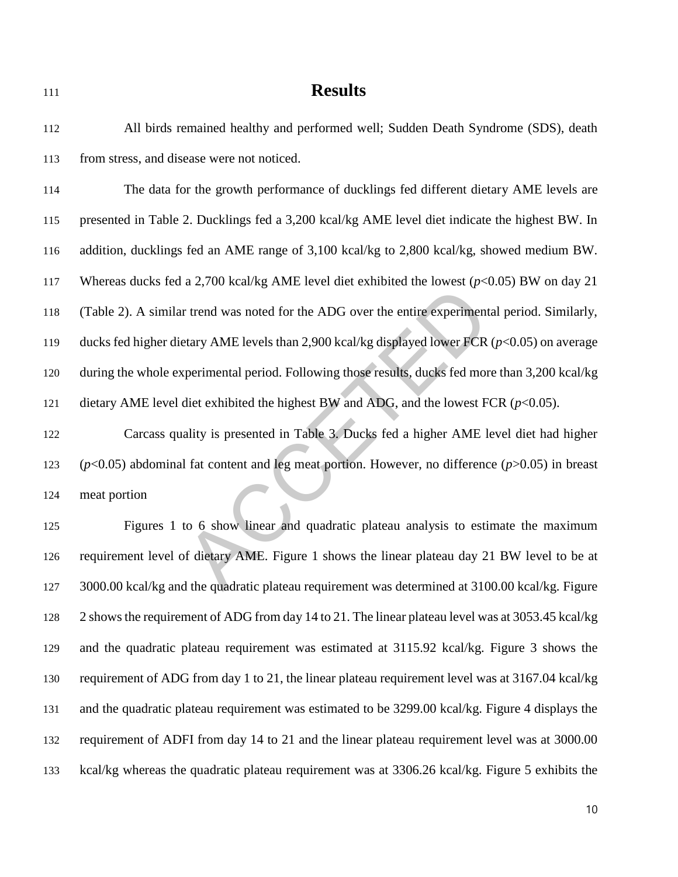# Results

All birds remained healthy and performed well; Sudden Death Syndrome (SDS), death from stress, and disease were not noticed.

The data for the growth performance of ducklings fed different dietary AME levels are presented in Table 2. Ducklings fed a 3,200 kcal/kg AME level diet indicate the highest BW. In addition, ducklings fed an AME range of 3,100 kcal/kg to 2,800 kcal/kg, showed medium BW. Whereas ducks fed a 2,700 kcal/kg AME level diet exhibited the lowest ($p$<0.05) BW on day 21 (Table 2). A similar trend was noted for the ADG over the entire experimental period. Similarly, ducks fed higher dietary AME levels than 2,900 kcal/kg displayed lower FCR ($p$<0.05) on average during the whole experimental period. Following those results, ducks fed more than 3,200 kcal/kg dietary AME level diet exhibited the highest BW and ADG, and the lowest FCR ($p$<0.05).

Carcass quality is presented in Table 3. Ducks fed a higher AME level diet had higher ($p$<0.05) abdominal fat content and leg meat portion. However, no difference ($p$>0.05) in breast meat portion

Figures 1 to 6 show linear and quadratic plateau analysis to estimate the maximum requirement level of dietary AME. Figure 1 shows the linear plateau day 21 BW level to be at 3000.00 kcal/kg and the quadratic plateau requirement was determined at 3100.00 kcal/kg. Figure 2 shows the requirement of ADG from day 14 to 21. The linear plateau level was at 3053.45 kcal/kg and the quadratic plateau requirement was estimated at 3115.92 kcal/kg. Figure 3 shows the requirement of ADG from day 1 to 21, the linear plateau requirement level was at 3167.04 kcal/kg and the quadratic plateau requirement was estimated to be 3299.00 kcal/kg. Figure 4 displays the requirement of ADFI from day 14 to 21 and the linear plateau requirement level was at 3000.00 kcal/kg whereas the quadratic plateau requirement was at 3306.26 kcal/kg. Figure 5 exhibits the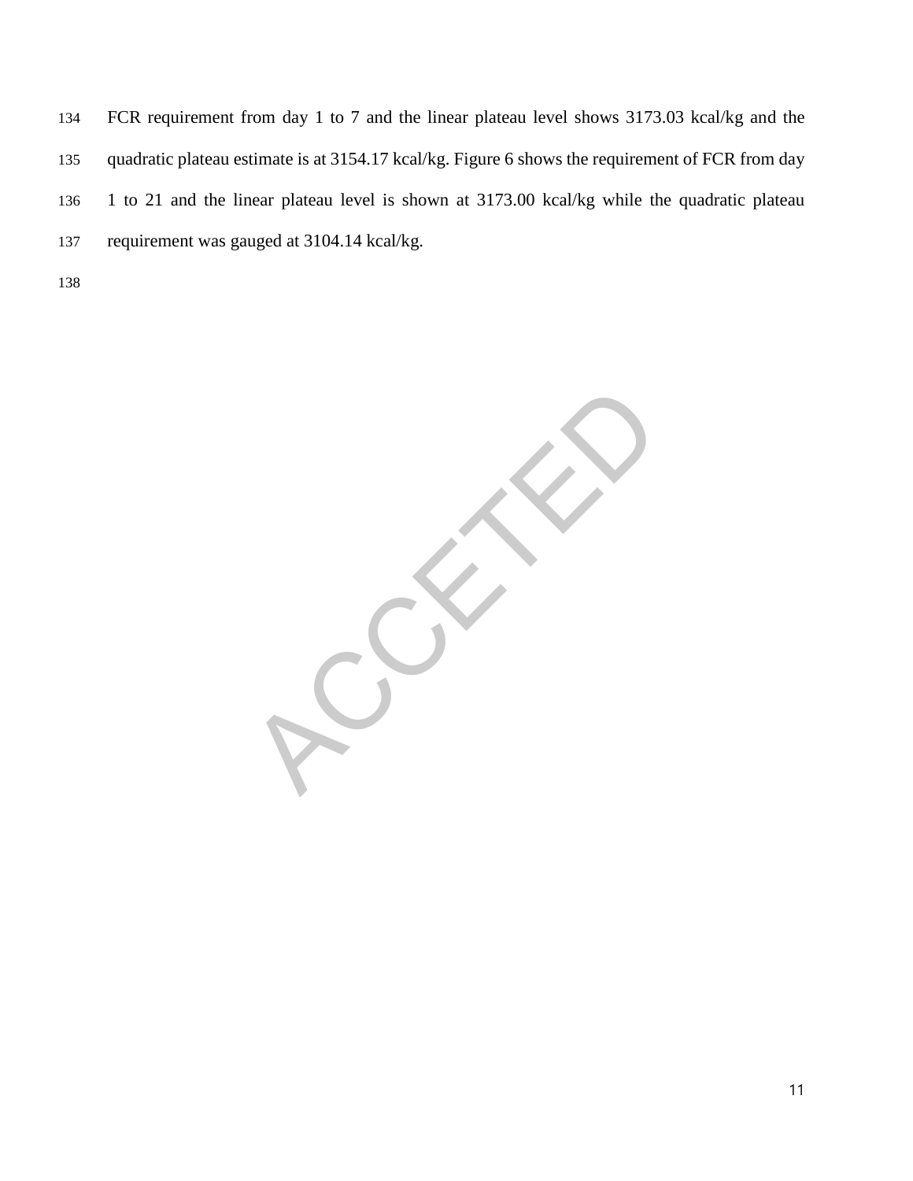FCR requirement from day 1 to 7 and the linear plateau level shows 3173.03 kcal/kg and the quadratic plateau estimate is at 3154.17 kcal/kg. Figure 6 shows the requirement of FCR from day 1 to 21 and the linear plateau level is shown at 3173.00 kcal/kg while the quadratic plateau requirement was gauged at 3104.14 kcal/kg.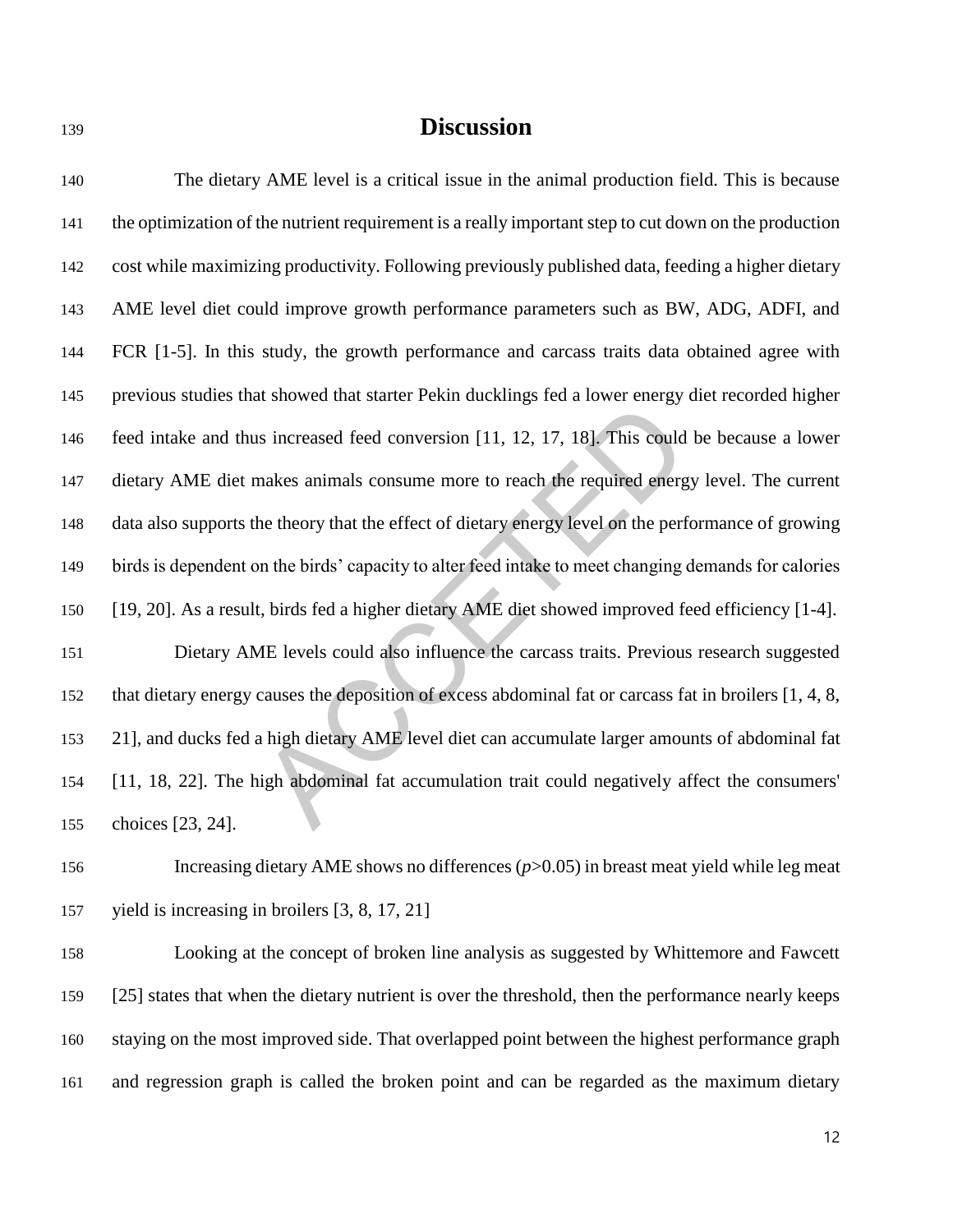## Discussion

The dietary AME level is a critical issue in the animal production field. This is because the optimization of the nutrient requirement is a really important step to cut down on the production cost while maximizing productivity. Following previously published data, feeding a higher dietary AME level diet could improve growth performance parameters such as BW, ADG, ADFI, and FCR [1-5]. In this study, the growth performance and carcass traits data obtained agree with previous studies that showed that starter Pekin ducklings fed a lower energy diet recorded higher feed intake and thus increased feed conversion [11, 12, 17, 18]. This could be because a lower dietary AME diet makes animals consume more to reach the required energy level. The current data also supports the theory that the effect of dietary energy level on the performance of growing birds is dependent on the birds' capacity to alter feed intake to meet changing demands for calories [19, 20]. As a result, birds fed a higher dietary AME diet showed improved feed efficiency [1-4].

Dietary AME levels could also influence the carcass traits. Previous research suggested that dietary energy causes the deposition of excess abdominal fat or carcass fat in broilers [1, 4, 8, 21], and ducks fed a high dietary AME level diet can accumulate larger amounts of abdominal fat [11, 18, 22]. The high abdominal fat accumulation trait could negatively affect the consumers' choices [23, 24].

Increasing dietary AME shows no differences ($p$>0.05) in breast meat yield while leg meat yield is increasing in broilers [3, 8, 17, 21]

Looking at the concept of broken line analysis as suggested by Whittemore and Fawcett [25] states that when the dietary nutrient is over the threshold, then the performance nearly keeps staying on the most improved side. That overlapped point between the highest performance graph and regression graph is called the broken point and can be regarded as the maximum dietary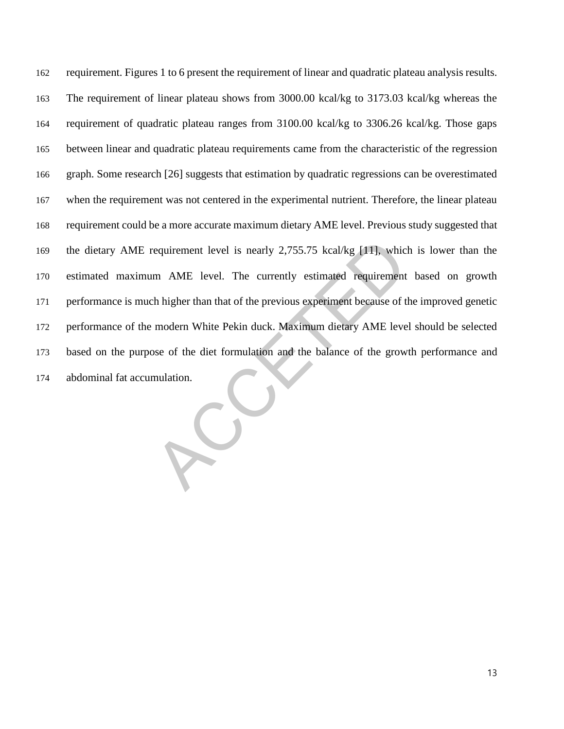requirement. Figures 1 to 6 present the requirement of linear and quadratic plateau analysis results. The requirement of linear plateau shows from 3000.00 kcal/kg to 3173.03 kcal/kg whereas the requirement of quadratic plateau ranges from 3100.00 kcal/kg to 3306.26 kcal/kg. Those gaps between linear and quadratic plateau requirements came from the characteristic of the regression graph. Some research [26] suggests that estimation by quadratic regressions can be overestimated when the requirement was not centered in the experimental nutrient. Therefore, the linear plateau requirement could be a more accurate maximum dietary AME level. Previous study suggested that the dietary AME requirement level is nearly 2,755.75 kcal/kg [11], which is lower than the estimated maximum AME level. The currently estimated requirement based on growth performance is much higher than that of the previous experiment because of the improved genetic performance of the modern White Pekin duck. Maximum dietary AME level should be selected based on the purpose of the diet formulation and the balance of the growth performance and abdominal fat accumulation.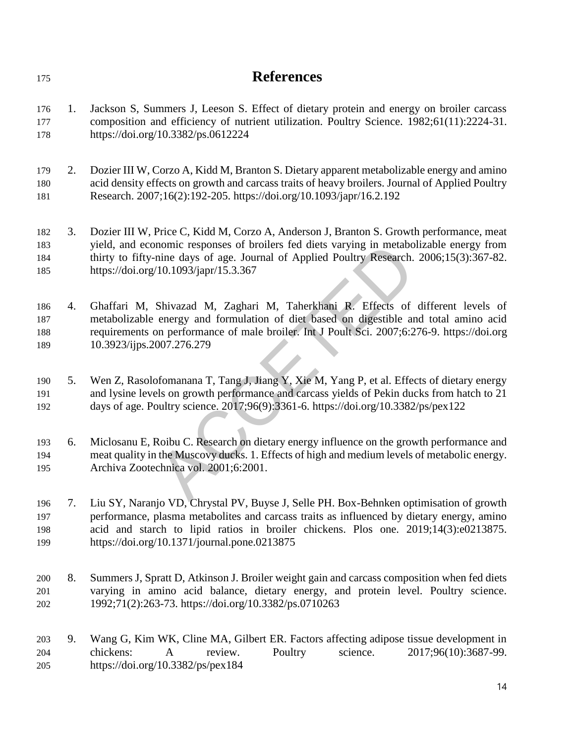# References

1. Jackson S, Summers J, Leeson S. Effect of dietary protein and energy on broiler carcass composition and efficiency of nutrient utilization. Poultry Science. 1982;61(11):2224-31. https://doi.org/10.3382/ps.0612224

2. Dozier III W, Corzo A, Kidd M, Branton S. Dietary apparent metabolizable energy and amino acid density effects on growth and carcass traits of heavy broilers. Journal of Applied Poultry Research. 2007;16(2):192-205. https://doi.org/10.1093/japr/16.2.192

3. Dozier III W, Price C, Kidd M, Corzo A, Anderson J, Branton S. Growth performance, meat yield, and economic responses of broilers fed diets varying in metabolizable energy from thirty to fifty-nine days of age. Journal of Applied Poultry Research. 2006;15(3):367-82. https://doi.org/10.1093/japr/15.3.367

4. Ghaffari M, Shivazad M, Zaghari M, Taherkhani R. Effects of different levels of metabolizable energy and formulation of diet based on digestible and total amino acid requirements on performance of male broiler. Int J Poult Sci. 2007;6:276-9. https://doi.org 10.3923/ijps.2007.276.279

5. Wen Z, Rasolofomanana T, Tang J, Jiang Y, Xie M, Yang P, et al. Effects of dietary energy and lysine levels on growth performance and carcass yields of Pekin ducks from hatch to 21 days of age. Poultry science. 2017;96(9):3361-6. https://doi.org/10.3382/ps/pex122

6. Miclosanu E, Roibu C. Research on dietary energy influence on the growth performance and meat quality in the Muscovy ducks. 1. Effects of high and medium levels of metabolic energy. Archiva Zootechnica vol. 2001;6:2001.

7. Liu SY, Naranjo VD, Chrystal PV, Buyse J, Selle PH. Box-Behnken optimisation of growth performance, plasma metabolites and carcass traits as influenced by dietary energy, amino acid and starch to lipid ratios in broiler chickens. Plos one. 2019;14(3):e0213875. https://doi.org/10.1371/journal.pone.0213875

8. Summers J, Spratt D, Atkinson J. Broiler weight gain and carcass composition when fed diets varying in amino acid balance, dietary energy, and protein level. Poultry science. 1992;71(2):263-73. https://doi.org/10.3382/ps.0710263

9. Wang G, Kim WK, Cline MA, Gilbert ER. Factors affecting adipose tissue development in chickens: A review. Poultry science. 2017;96(10):3687-99. https://doi.org/10.3382/ps/pex184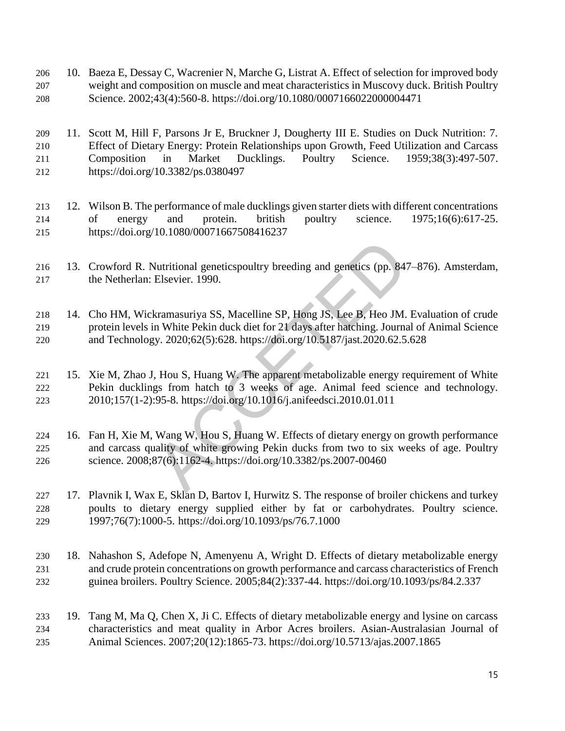10. Baeza E, Dessay C, Wacrenier N, Marche G, Listrat A. Effect of selection for improved body weight and composition on muscle and meat characteristics in Muscovy duck. British Poultry Science. 2002;43(4):560-8. https://doi.org/10.1080/0007166022000004471

11. Scott M, Hill F, Parsons Jr E, Bruckner J, Dougherty III E. Studies on Duck Nutrition: 7. Effect of Dietary Energy: Protein Relationships upon Growth, Feed Utilization and Carcass Composition in Market Ducklings. Poultry Science. 1959;38(3):497-507. https://doi.org/10.3382/ps.0380497

12. Wilson B. The performance of male ducklings given starter diets with different concentrations of energy and protein. british poultry science. 1975;16(6):617-25. https://doi.org/10.1080/00071667508416237

13. Crowford R. Nutritional geneticspoultry breeding and genetics (pp. 847–876). Amsterdam, the Netherlan: Elsevier. 1990.

14. Cho HM, Wickramasuriya SS, Macelline SP, Hong JS, Lee B, Heo JM. Evaluation of crude protein levels in White Pekin duck diet for 21 days after hatching. Journal of Animal Science and Technology. 2020;62(5):628. https://doi.org/10.5187/jast.2020.62.5.628

15. Xie M, Zhao J, Hou S, Huang W. The apparent metabolizable energy requirement of White Pekin ducklings from hatch to 3 weeks of age. Animal feed science and technology. 2010;157(1-2):95-8. https://doi.org/10.1016/j.anifeedsci.2010.01.011

16. Fan H, Xie M, Wang W, Hou S, Huang W. Effects of dietary energy on growth performance and carcass quality of white growing Pekin ducks from two to six weeks of age. Poultry science. 2008;87(6):1162-4. https://doi.org/10.3382/ps.2007-00460

17. Plavnik I, Wax E, Sklan D, Bartov I, Hurwitz S. The response of broiler chickens and turkey poults to dietary energy supplied either by fat or carbohydrates. Poultry science. 1997;76(7):1000-5. https://doi.org/10.1093/ps/76.7.1000

18. Nahashon S, Adefope N, Amenyenu A, Wright D. Effects of dietary metabolizable energy and crude protein concentrations on growth performance and carcass characteristics of French guinea broilers. Poultry Science. 2005;84(2):337-44. https://doi.org/10.1093/ps/84.2.337

19. Tang M, Ma Q, Chen X, Ji C. Effects of dietary metabolizable energy and lysine on carcass characteristics and meat quality in Arbor Acres broilers. Asian-Australasian Journal of Animal Sciences. 2007;20(12):1865-73. https://doi.org/10.5713/ajas.2007.1865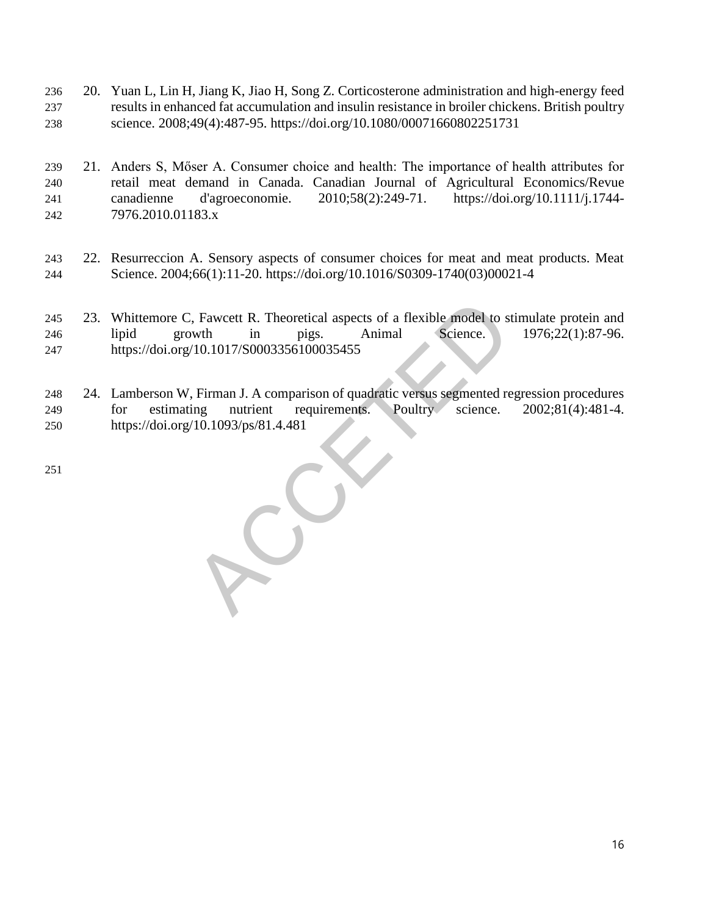20. Yuan L, Lin H, Jiang K, Jiao H, Song Z. Corticosterone administration and high-energy feed results in enhanced fat accumulation and insulin resistance in broiler chickens. British poultry science. 2008;49(4):487-95. https://doi.org/10.1080/00071660802251731

21. Anders S, Mőser A. Consumer choice and health: The importance of health attributes for retail meat demand in Canada. Canadian Journal of Agricultural Economics/Revue canadienne d'agroeconomie. 2010;58(2):249-71. https://doi.org/10.1111/j.1744-7976.2010.01183.x

22. Resurreccion A. Sensory aspects of consumer choices for meat and meat products. Meat Science. 2004;66(1):11-20. https://doi.org/10.1016/S0309-1740(03)00021-4

23. Whittemore C, Fawcett R. Theoretical aspects of a flexible model to stimulate protein and lipid growth in pigs. Animal Science. 1976;22(1):87-96. https://doi.org/10.1017/S0003356100035455

24. Lamberson W, Firman J. A comparison of quadratic versus segmented regression procedures for estimating nutrient requirements. Poultry science. 2002;81(4):481-4. https://doi.org/10.1093/ps/81.4.481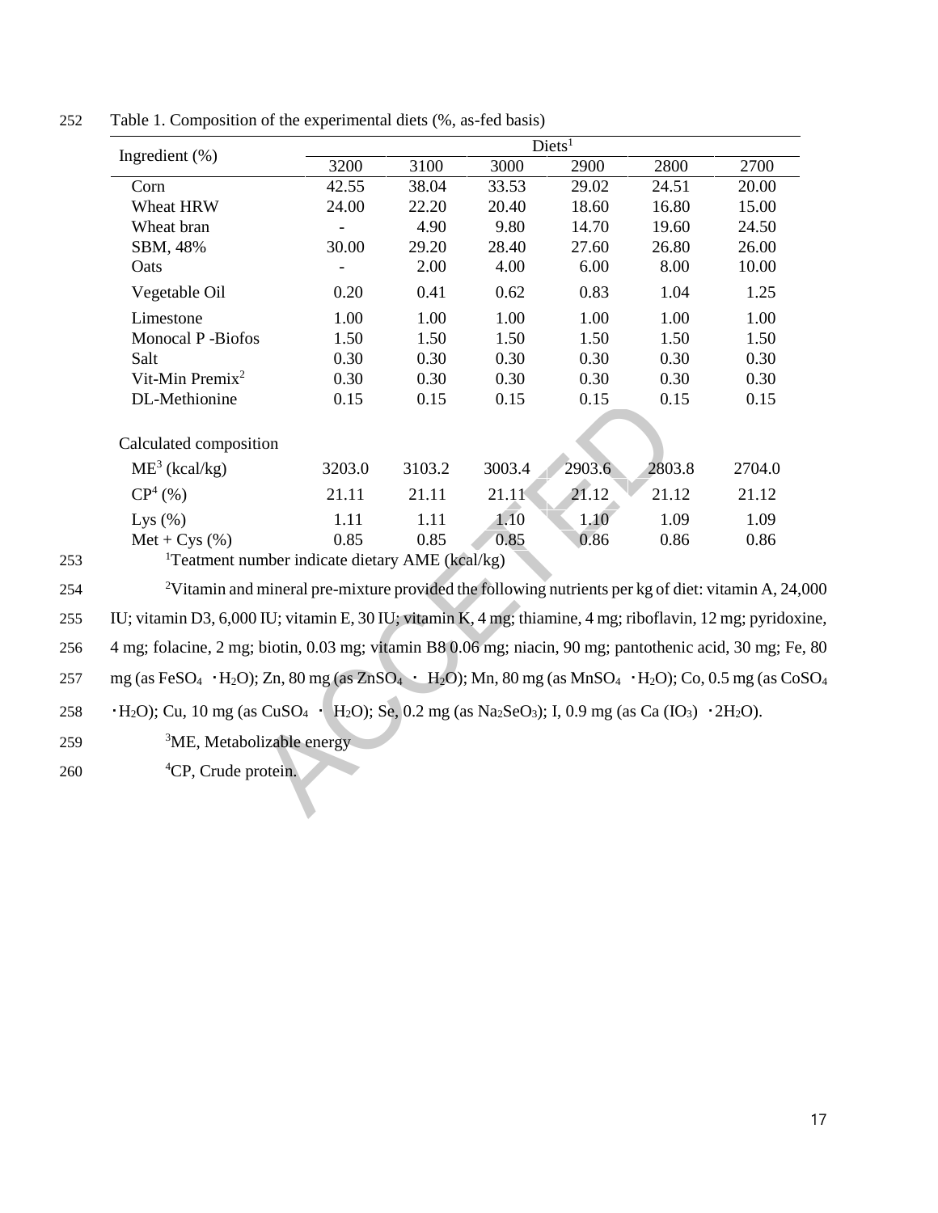Table 1. Composition of the experimental diets (%, as-fed basis)

| Ingredient (%) | Diets[1] | | | | | |
|---|---|---|---|---|---|---|
| | 3200 | 3100 | 3000 | 2900 | 2800 | 2700 |
| Corn | 42.55 | 38.04 | 33.53 | 29.02 | 24.51 | 20.00 |
| Wheat HRW | 24.00 | 22.20 | 20.40 | 18.60 | 16.80 | 15.00 |
| Wheat bran | - | 4.90 | 9.80 | 14.70 | 19.60 | 24.50 |
| SBM, 48% | 30.00 | 29.20 | 28.40 | 27.60 | 26.80 | 26.00 |
| Oats | - | 2.00 | 4.00 | 6.00 | 8.00 | 10.00 |
| Vegetable Oil | 0.20 | 0.41 | 0.62 | 0.83 | 1.04 | 1.25 |
| Limestone | 1.00 | 1.00 | 1.00 | 1.00 | 1.00 | 1.00 |
| Monocal P -Biofos | 1.50 | 1.50 | 1.50 | 1.50 | 1.50 | 1.50 |
| Salt | 0.30 | 0.30 | 0.30 | 0.30 | 0.30 | 0.30 |
| Vit-Min Premix[2] | 0.30 | 0.30 | 0.30 | 0.30 | 0.30 | 0.30 |
| DL-Methionine | 0.15 | 0.15 | 0.15 | 0.15 | 0.15 | 0.15 |
| Calculated composition | | | | | | |
| ME[3] (kcal/kg) | 3203.0 | 3103.2 | 3003.4 | 2903.6 | 2803.8 | 2704.0 |
| CP[4] (%) | 21.11 | 21.11 | 21.11 | 21.12 | 21.12 | 21.12 |
| Lys (%) | 1.11 | 1.11 | 1.10 | 1.10 | 1.09 | 1.09 |
| Met + Cys (%) | 0.85 | 0.85 | 0.85 | 0.86 | 0.86 | 0.86 |

[1]Teatment number indicate dietary AME (kcal/kg)

[2]Vitamin and mineral pre-mixture provided the following nutrients per kg of diet: vitamin A, 24,000 IU; vitamin D3, 6,000 IU; vitamin E, 30 IU; vitamin K, 4 mg; thiamine, 4 mg; riboflavin, 12 mg; pyridoxine, 4 mg; folacine, 2 mg; biotin, 0.03 mg; vitamin B8 0.06 mg; niacin, 90 mg; pantothenic acid, 30 mg; Fe, 80 mg (as $FeSO_4 \cdot H_2O$); Zn, 80 mg (as $ZnSO_4 \cdot H_2O$); Mn, 80 mg (as $MnSO_4 \cdot H_2O$); Co, 0.5 mg (as $CoSO_4 \cdot H_2O$); Cu, 10 mg (as $CuSO_4 \cdot H_2O$); Se, 0.2 mg (as $Na_2SeO_3$); I, 0.9 mg (as $Ca(IO_3) \cdot 2H_2O$).

[3]ME, Metabolizable energy

[4]CP, Crude protein.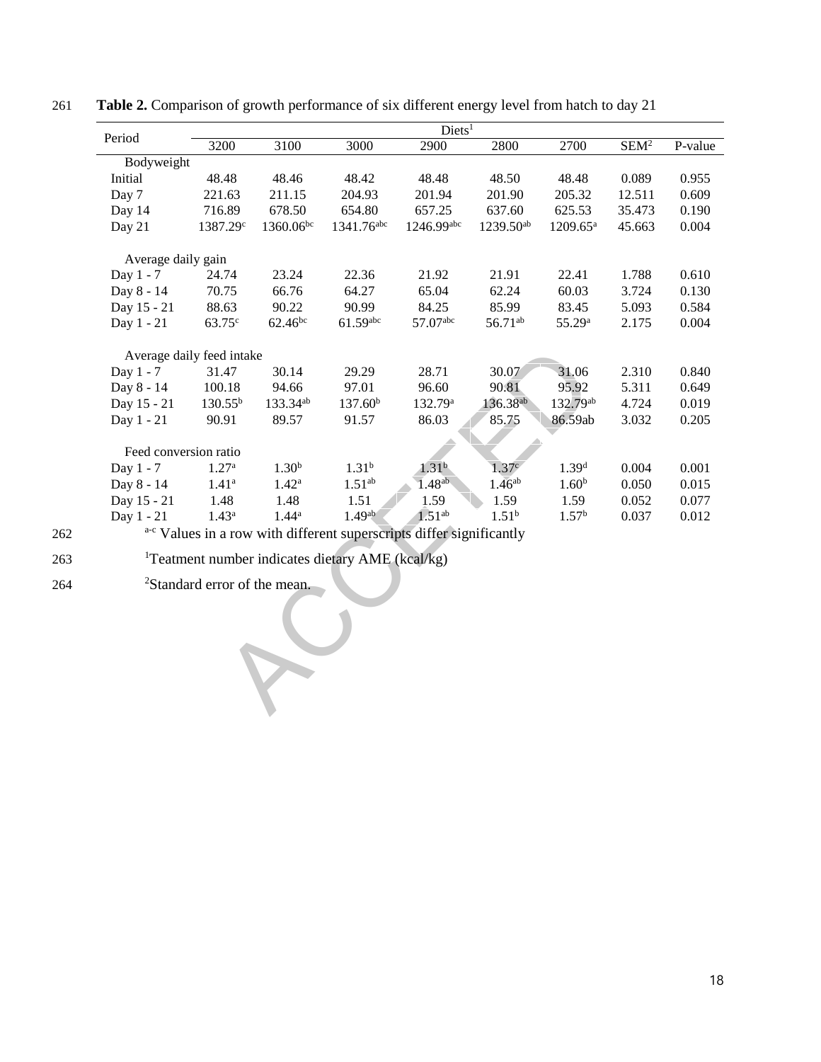**Table 2.** Comparison of growth performance of six different energy level from hatch to day 21

| Period | Diets[1] | | | | | | | |
|---|---|---|---|---|---|---|---|---|
| | 3200 | 3100 | 3000 | 2900 | 2800 | 2700 | SEM[2] | P-value |
| Bodyweight | | | | | | | | |
| Initial | 48.48 | 48.46 | 48.42 | 48.48 | 48.50 | 48.48 | 0.089 | 0.955 |
| Day 7 | 221.63 | 211.15 | 204.93 | 201.94 | 201.90 | 205.32 | 12.511 | 0.609 |
| Day 14 | 716.89 | 678.50 | 654.80 | 657.25 | 637.60 | 625.53 | 35.473 | 0.190 |
| Day 21 | 1387.29[c] | 1360.06[bc] | 1341.76[abc] | 1246.99[abc] | 1239.50[ab] | 1209.65[a] | 45.663 | 0.004 |
| Average daily gain | | | | | | | | |
| Day 1 - 7 | 24.74 | 23.24 | 22.36 | 21.92 | 21.91 | 22.41 | 1.788 | 0.610 |
| Day 8 - 14 | 70.75 | 66.76 | 64.27 | 65.04 | 62.24 | 60.03 | 3.724 | 0.130 |
| Day 15 - 21 | 88.63 | 90.22 | 90.99 | 84.25 | 85.99 | 83.45 | 5.093 | 0.584 |
| Day 1 - 21 | 63.75[c] | 62.46[bc] | 61.59[abc] | 57.07[abc] | 56.71[ab] | 55.29[a] | 2.175 | 0.004 |
| Average daily feed intake | | | | | | | | |
| Day 1 - 7 | 31.47 | 30.14 | 29.29 | 28.71 | 30.07 | 31.06 | 2.310 | 0.840 |
| Day 8 - 14 | 100.18 | 94.66 | 97.01 | 96.60 | 90.81 | 95.92 | 5.311 | 0.649 |
| Day 15 - 21 | 130.55[b] | 133.34[ab] | 137.60[b] | 132.79[a] | 136.38[ab] | 132.79[ab] | 4.724 | 0.019 |
| Day 1 - 21 | 90.91 | 89.57 | 91.57 | 86.03 | 85.75 | 86.59ab | 3.032 | 0.205 |
| Feed conversion ratio | | | | | | | | |
| Day 1 - 7 | 1.27[a] | 1.30[b] | 1.31[b] | 1.31[b] | 1.37[c] | 1.39[d] | 0.004 | 0.001 |
| Day 8 - 14 | 1.41[a] | 1.42[a] | 1.51[ab] | 1.48[ab] | 1.46[ab] | 1.60[b] | 0.050 | 0.015 |
| Day 15 - 21 | 1.48 | 1.48 | 1.51 | 1.59 | 1.59 | 1.59 | 0.052 | 0.077 |
| Day 1 - 21 | 1.43[a] | 1.44[a] | 1.49[ab] | 1.51[ab] | 1.51[b] | 1.57[b] | 0.037 | 0.012 |

[a-c] Values in a row with different superscripts differ significantly

[1]Teatment number indicates dietary AME (kcal/kg)

[2]Standard error of the mean.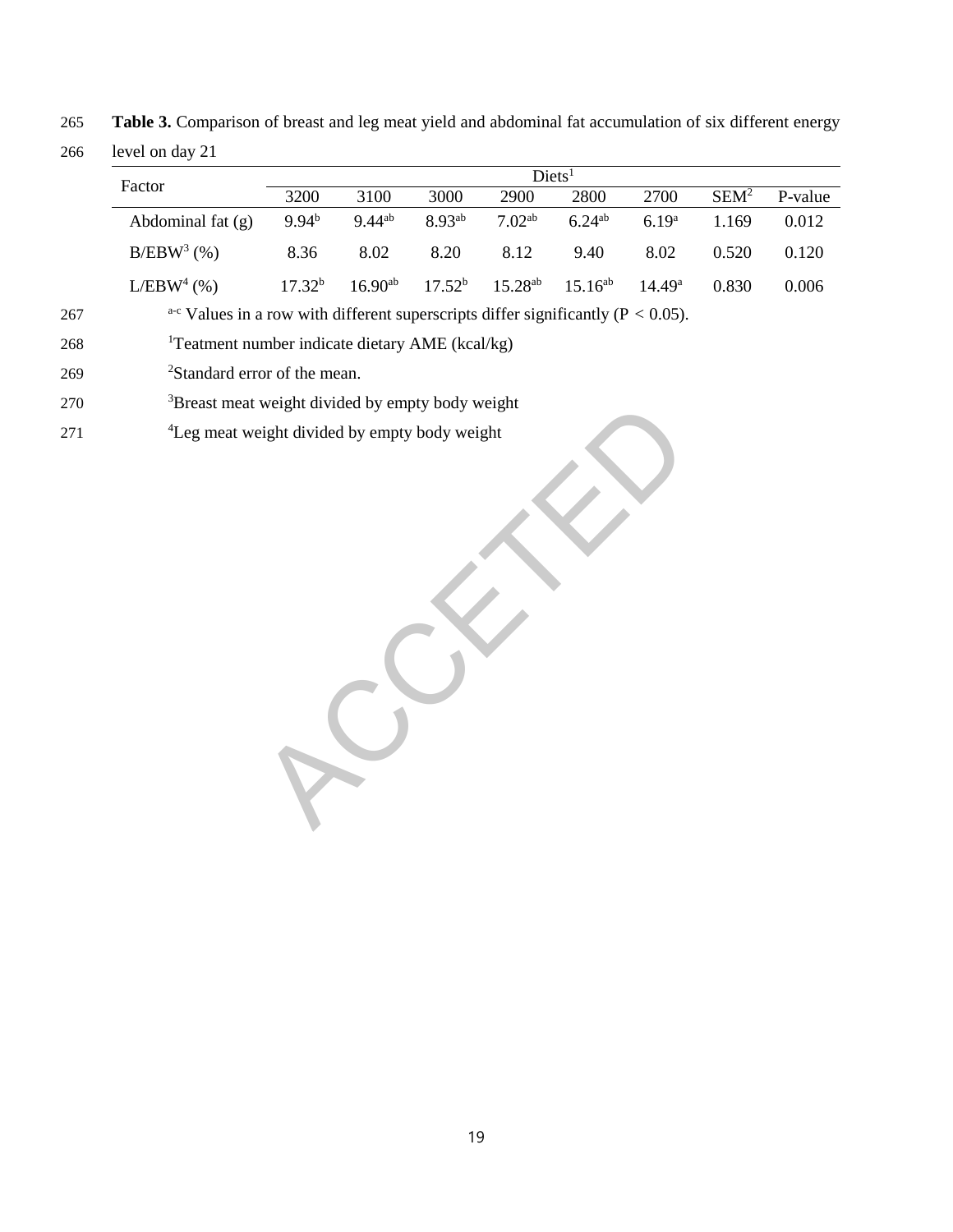**Table 3.** Comparison of breast and leg meat yield and abdominal fat accumulation of six different energy level on day 21

| Factor | Diets[1] | | | | | | | |
|---|---|---|---|---|---|---|---|---|
| | 3200 | 3100 | 3000 | 2900 | 2800 | 2700 | SEM[2] | P-value |
| Abdominal fat (g) | 9.94[b] | 9.44[ab] | 8.93[ab] | 7.02[ab] | 6.24[ab] | 6.19[a] | 1.169 | 0.012 |
| B/EBW[3] (%) | 8.36 | 8.02 | 8.20 | 8.12 | 9.40 | 8.02 | 0.520 | 0.120 |
| L/EBW[4] (%) | 17.32[b] | 16.90[ab] | 17.52[b] | 15.28[ab] | 15.16[ab] | 14.49[a] | 0.830 | 0.006 |

[a-c] Values in a row with different superscripts differ significantly ($P < 0.05$).

[1]Teatment number indicate dietary AME (kcal/kg)

[2]Standard error of the mean.

[3]Breast meat weight divided by empty body weight

[4]Leg meat weight divided by empty body weight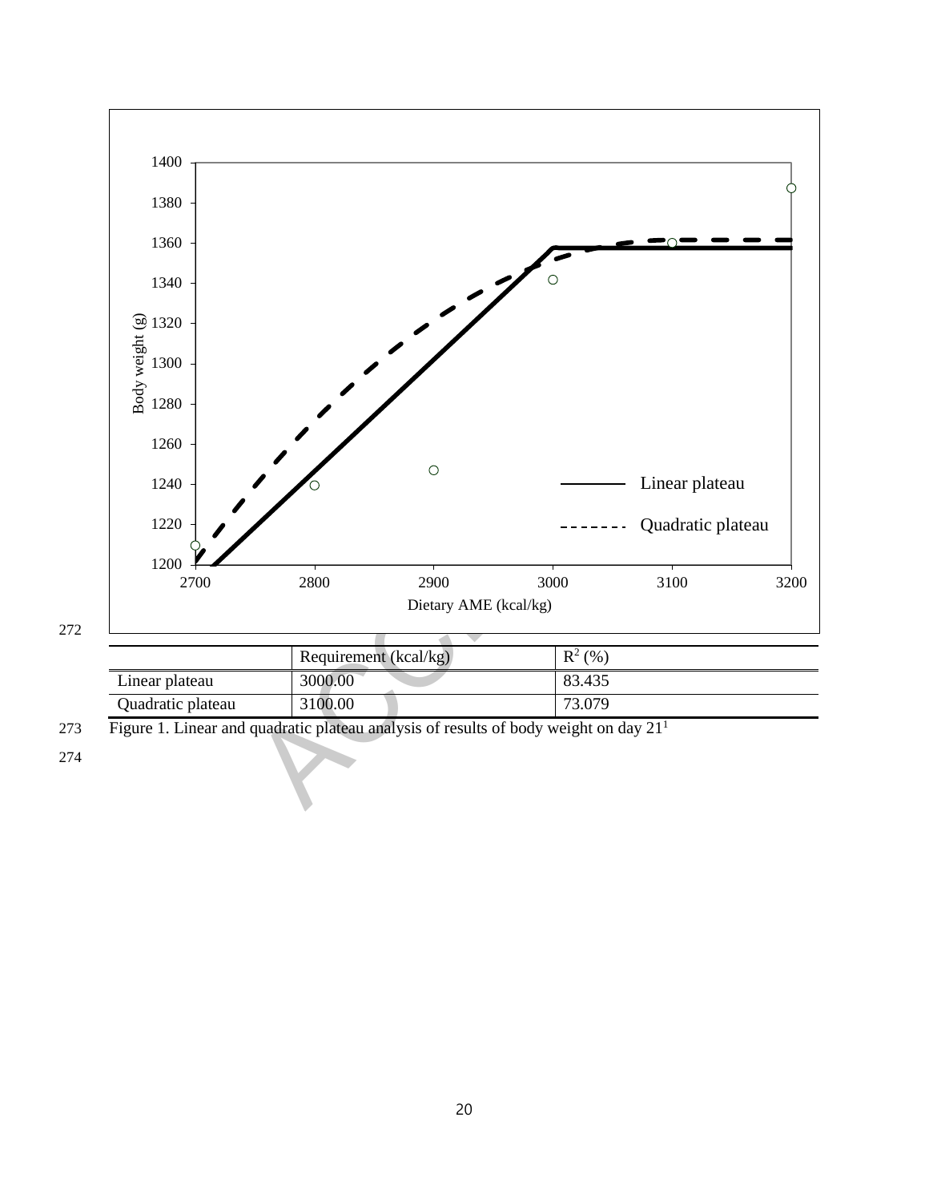| | Requirement (kcal/kg) | $R^2$ (%) |
|---|---|---|
| Linear plateau | 3000.00 | 83.435 |
| Quadratic plateau | 3100.00 | 73.079 |

Figure 1. Linear and quadratic plateau analysis of results of body weight on day 21[1]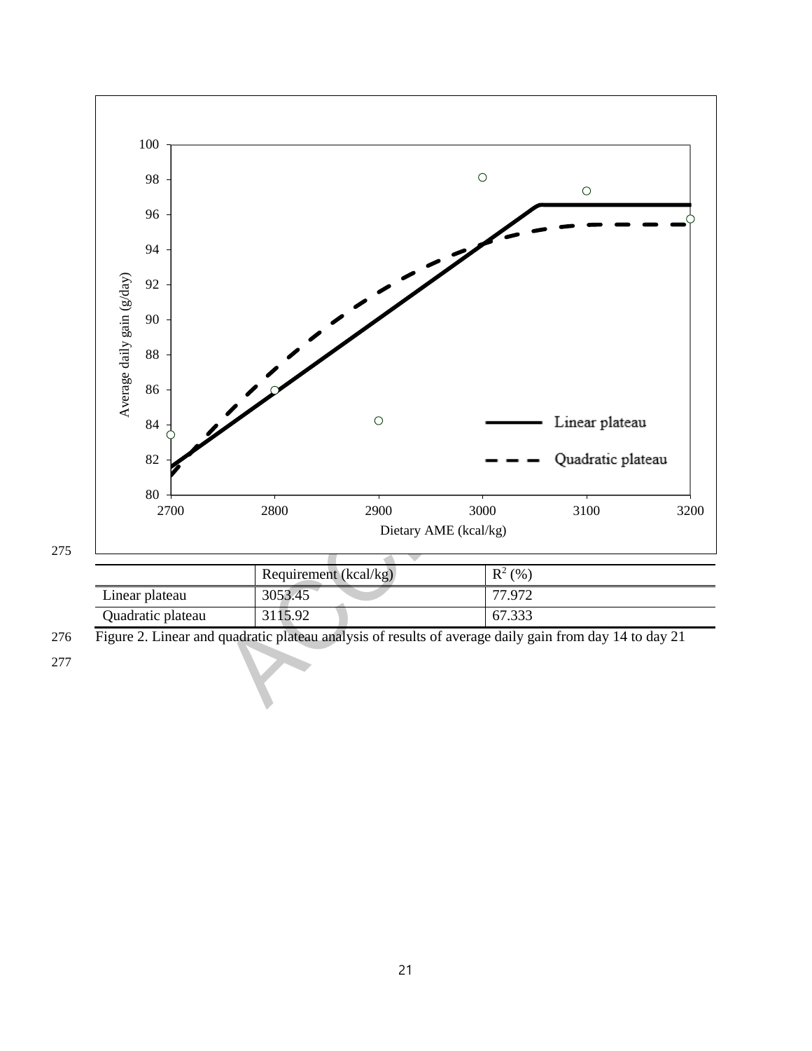| | Requirement (kcal/kg) | $R^2$ (%) |
|---|---|---|
| Linear plateau | 3053.45 | 77.972 |
| Quadratic plateau | 3115.92 | 67.333 |

Figure 2. Linear and quadratic plateau analysis of results of average daily gain from day 14 to day 21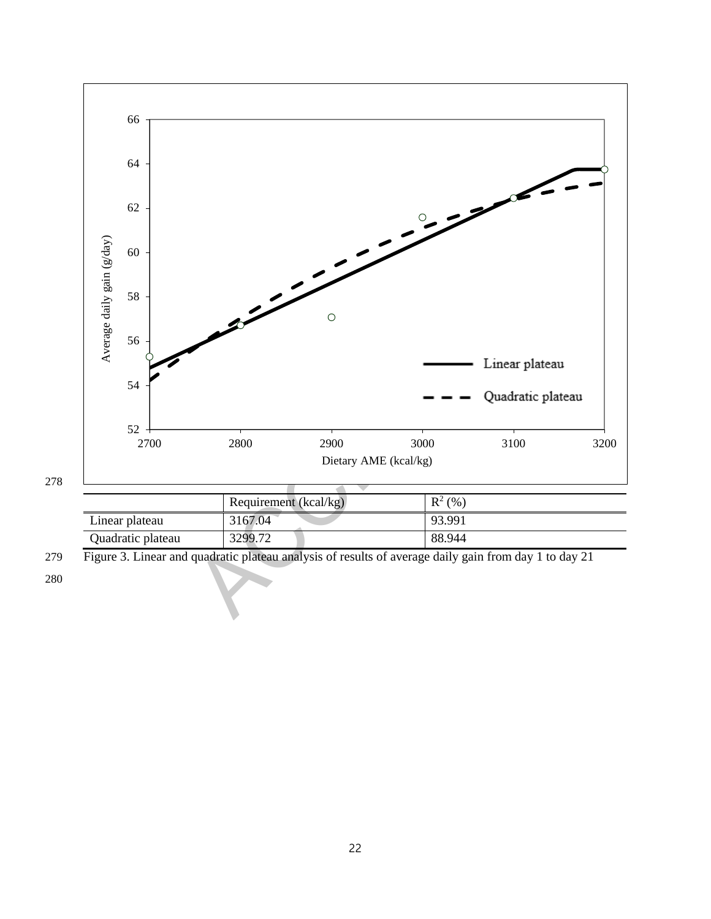| | Requirement (kcal/kg) | $R^2$ (%) |
| --- | --- | --- |
| Linear plateau | 3167.04 | 93.991 |
| Quadratic plateau | 3299.72 | 88.944 |

Figure 3. Linear and quadratic plateau analysis of results of average daily gain from day 1 to day 21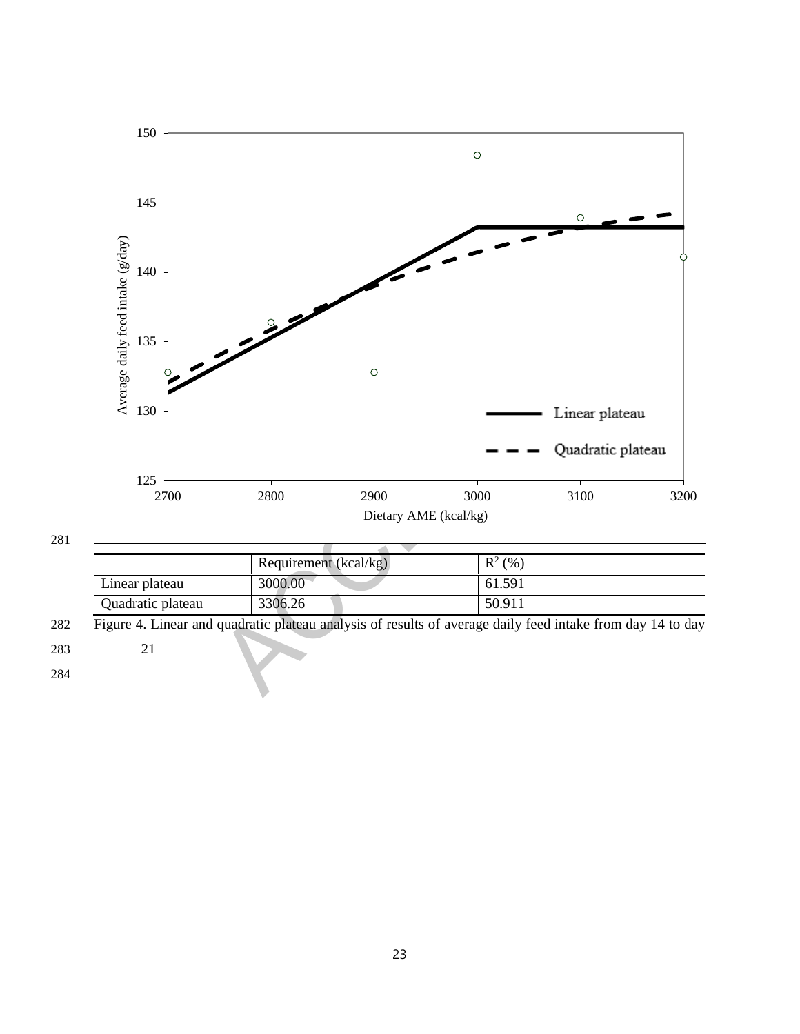| | Requirement (kcal/kg) | $R^2$ (%) |
|---|---|---|
| Linear plateau | 3000.00 | 61.591 |
| Quadratic plateau | 3306.26 | 50.911 |

Figure 4. Linear and quadratic plateau analysis of results of average daily feed intake from day 14 to day 21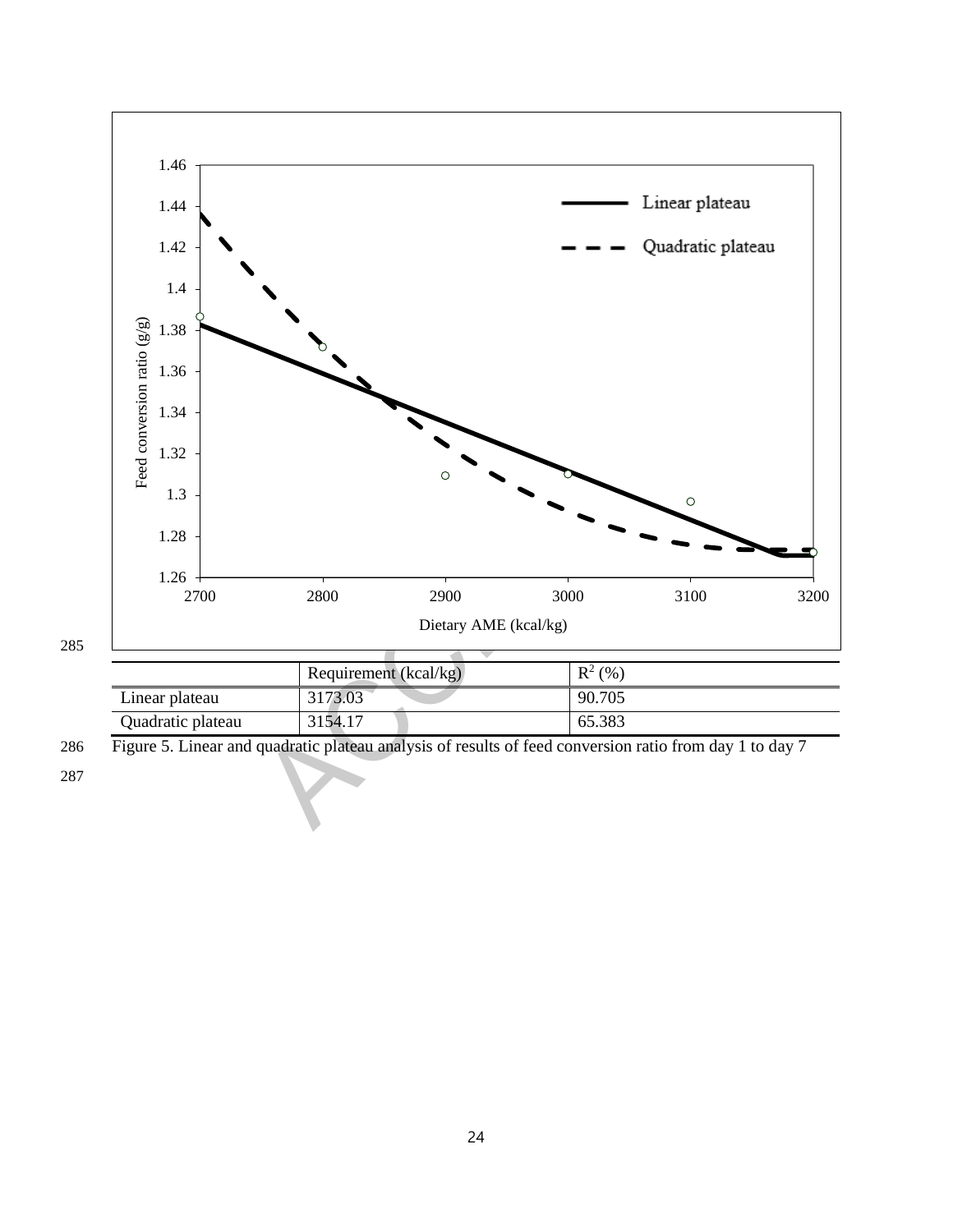| | Requirement (kcal/kg) | $R^2$ (%) |
|---|---|---|
| Linear plateau | 3173.03 | 90.705 |
| Quadratic plateau | 3154.17 | 65.383 |

Figure 5. Linear and quadratic plateau analysis of results of feed conversion ratio from day 1 to day 7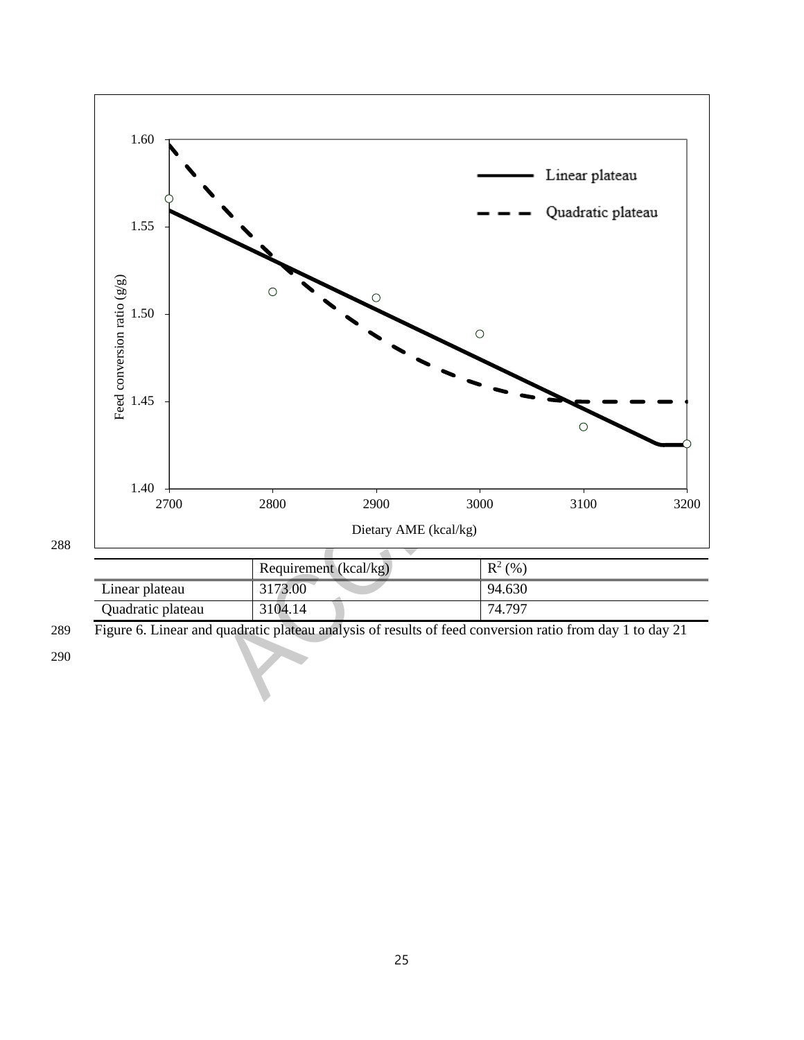1.60
1.55
1.50
1.45
1.40

Feed conversion ratio (g/g)

2700 2800 2900 3000 3100 3200

Dietary AME (kcal/kg)

Linear plateau
Quadratic plateau

| | Requirement (kcal/kg) | $R^2$ (%) |
| --- | --- | --- |
| Linear plateau | 3173.00 | 94.630 |
| Quadratic plateau | 3104.14 | 74.797 |

Figure 6. Linear and quadratic plateau analysis of results of feed conversion ratio from day 1 to day 21